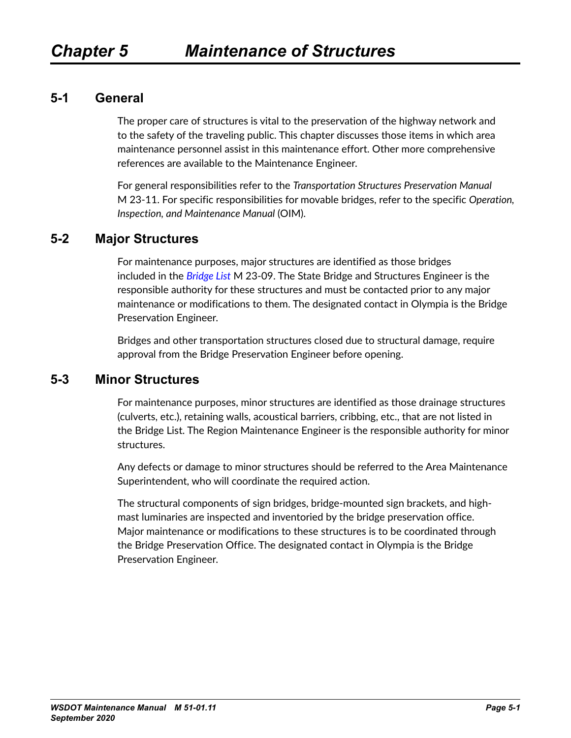# Chapter 5 Maintenance of Structures

## 5-1 General

The proper care of structures is vital to the preservation of the highway network and to the safety of the traveling public. This chapter discusses those items in which area maintenance personnel assist in this maintenance effort. Other more comprehensive references are available to the Maintenance Engineer.

For general responsibilities refer to the *Transportation Structures Preservation Manual* M 23-11. For specific responsibilities for movable bridges, refer to the specific *Operation, Inspection, and Maintenance Manual* (OIM).

## 5-2 Major Structures

For maintenance purposes, major structures are identified as those bridges included in the *Bridge List* M 23-09. The State Bridge and Structures Engineer is the responsible authority for these structures and must be contacted prior to any major maintenance or modifications to them. The designated contact in Olympia is the Bridge Preservation Engineer.

Bridges and other transportation structures closed due to structural damage, require approval from the Bridge Preservation Engineer before opening.

## 5-3 Minor Structures

For maintenance purposes, minor structures are identified as those drainage structures (culverts, etc.), retaining walls, acoustical barriers, cribbing, etc., that are not listed in the Bridge List. The Region Maintenance Engineer is the responsible authority for minor structures.

Any defects or damage to minor structures should be referred to the Area Maintenance Superintendent, who will coordinate the required action.

The structural components of sign bridges, bridge-mounted sign brackets, and high-mast luminaries are inspected and inventoried by the bridge preservation office. Major maintenance or modifications to these structures is to be coordinated through the Bridge Preservation Office. The designated contact in Olympia is the Bridge Preservation Engineer.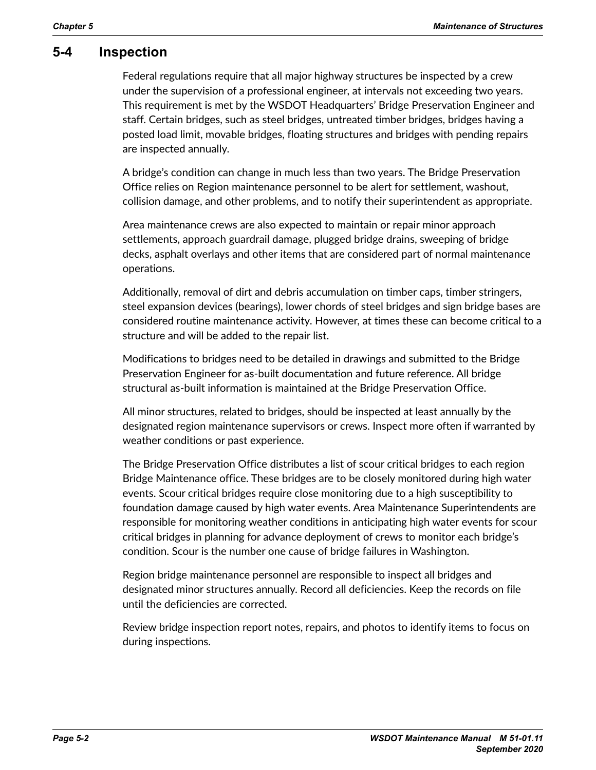## 5-4 Inspection

Federal regulations require that all major highway structures be inspected by a crew under the supervision of a professional engineer, at intervals not exceeding two years. This requirement is met by the WSDOT Headquarters' Bridge Preservation Engineer and staff. Certain bridges, such as steel bridges, untreated timber bridges, bridges having a posted load limit, movable bridges, floating structures and bridges with pending repairs are inspected annually.

A bridge's condition can change in much less than two years. The Bridge Preservation Office relies on Region maintenance personnel to be alert for settlement, washout, collision damage, and other problems, and to notify their superintendent as appropriate.

Area maintenance crews are also expected to maintain or repair minor approach settlements, approach guardrail damage, plugged bridge drains, sweeping of bridge decks, asphalt overlays and other items that are considered part of normal maintenance operations.

Additionally, removal of dirt and debris accumulation on timber caps, timber stringers, steel expansion devices (bearings), lower chords of steel bridges and sign bridge bases are considered routine maintenance activity. However, at times these can become critical to a structure and will be added to the repair list.

Modifications to bridges need to be detailed in drawings and submitted to the Bridge Preservation Engineer for as-built documentation and future reference. All bridge structural as-built information is maintained at the Bridge Preservation Office.

All minor structures, related to bridges, should be inspected at least annually by the designated region maintenance supervisors or crews. Inspect more often if warranted by weather conditions or past experience.

The Bridge Preservation Office distributes a list of scour critical bridges to each region Bridge Maintenance office. These bridges are to be closely monitored during high water events. Scour critical bridges require close monitoring due to a high susceptibility to foundation damage caused by high water events. Area Maintenance Superintendents are responsible for monitoring weather conditions in anticipating high water events for scour critical bridges in planning for advance deployment of crews to monitor each bridge's condition. Scour is the number one cause of bridge failures in Washington.

Region bridge maintenance personnel are responsible to inspect all bridges and designated minor structures annually. Record all deficiencies. Keep the records on file until the deficiencies are corrected.

Review bridge inspection report notes, repairs, and photos to identify items to focus on during inspections.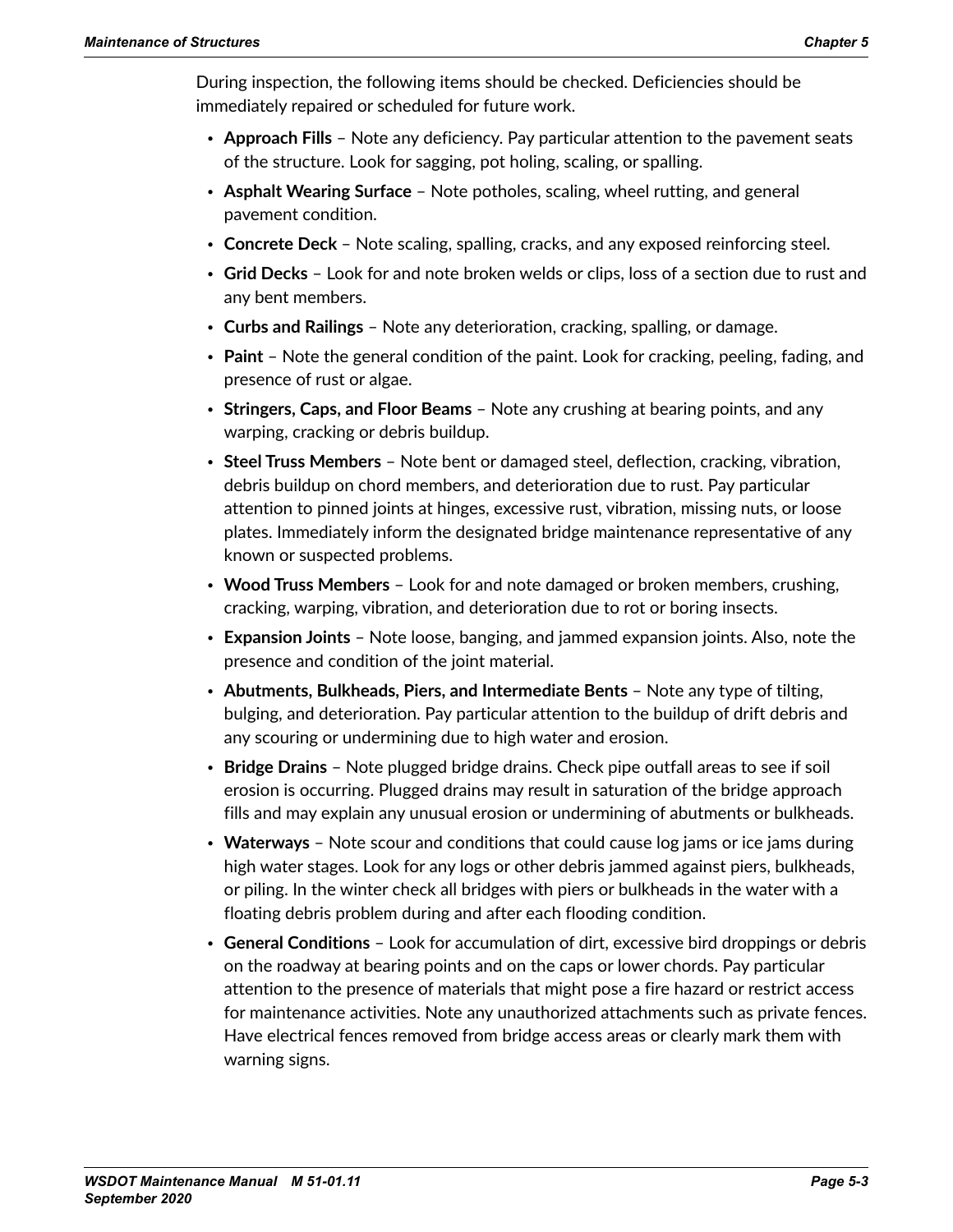During inspection, the following items should be checked. Deficiencies should be immediately repaired or scheduled for future work.

- **Approach Fills** – Note any deficiency. Pay particular attention to the pavement seats of the structure. Look for sagging, pot holing, scaling, or spalling.
- **Asphalt Wearing Surface** – Note potholes, scaling, wheel rutting, and general pavement condition.
- **Concrete Deck** – Note scaling, spalling, cracks, and any exposed reinforcing steel.
- **Grid Decks** – Look for and note broken welds or clips, loss of a section due to rust and any bent members.
- **Curbs and Railings** – Note any deterioration, cracking, spalling, or damage.
- **Paint** – Note the general condition of the paint. Look for cracking, peeling, fading, and presence of rust or algae.
- **Stringers, Caps, and Floor Beams** – Note any crushing at bearing points, and any warping, cracking or debris buildup.
- **Steel Truss Members** – Note bent or damaged steel, deflection, cracking, vibration, debris buildup on chord members, and deterioration due to rust. Pay particular attention to pinned joints at hinges, excessive rust, vibration, missing nuts, or loose plates. Immediately inform the designated bridge maintenance representative of any known or suspected problems.
- **Wood Truss Members** – Look for and note damaged or broken members, crushing, cracking, warping, vibration, and deterioration due to rot or boring insects.
- **Expansion Joints** – Note loose, banging, and jammed expansion joints. Also, note the presence and condition of the joint material.
- **Abutments, Bulkheads, Piers, and Intermediate Bents** – Note any type of tilting, bulging, and deterioration. Pay particular attention to the buildup of drift debris and any scouring or undermining due to high water and erosion.
- **Bridge Drains** – Note plugged bridge drains. Check pipe outfall areas to see if soil erosion is occurring. Plugged drains may result in saturation of the bridge approach fills and may explain any unusual erosion or undermining of abutments or bulkheads.
- **Waterways** – Note scour and conditions that could cause log jams or ice jams during high water stages. Look for any logs or other debris jammed against piers, bulkheads, or piling. In the winter check all bridges with piers or bulkheads in the water with a floating debris problem during and after each flooding condition.
- **General Conditions** – Look for accumulation of dirt, excessive bird droppings or debris on the roadway at bearing points and on the caps or lower chords. Pay particular attention to the presence of materials that might pose a fire hazard or restrict access for maintenance activities. Note any unauthorized attachments such as private fences. Have electrical fences removed from bridge access areas or clearly mark them with warning signs.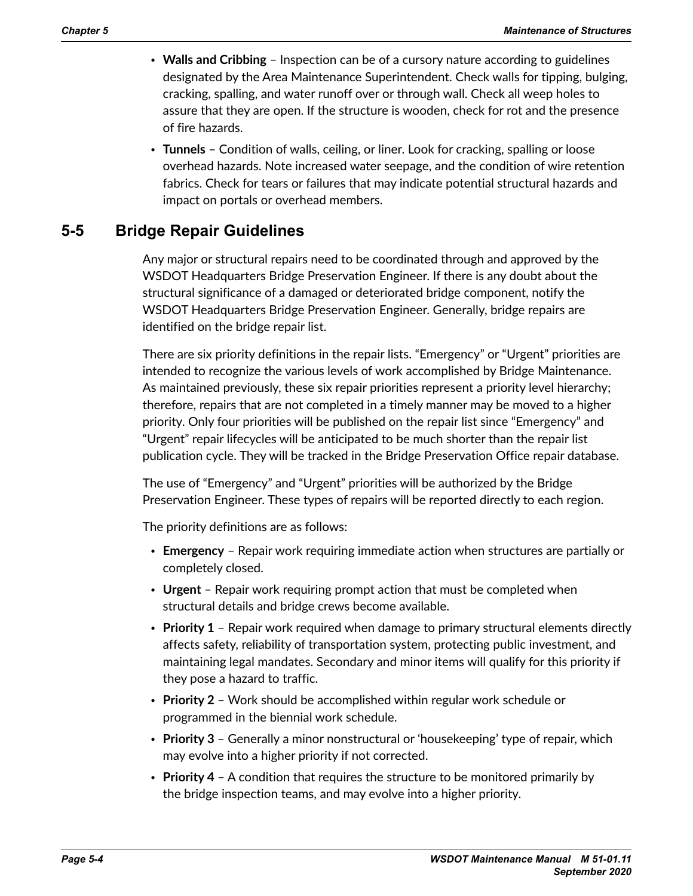- **Walls and Cribbing** – Inspection can be of a cursory nature according to guidelines designated by the Area Maintenance Superintendent. Check walls for tipping, bulging, cracking, spalling, and water runoff over or through wall. Check all weep holes to assure that they are open. If the structure is wooden, check for rot and the presence of fire hazards.
- **Tunnels** – Condition of walls, ceiling, or liner. Look for cracking, spalling or loose overhead hazards. Note increased water seepage, and the condition of wire retention fabrics. Check for tears or failures that may indicate potential structural hazards and impact on portals or overhead members.

## 5-5 Bridge Repair Guidelines

Any major or structural repairs need to be coordinated through and approved by the WSDOT Headquarters Bridge Preservation Engineer. If there is any doubt about the structural significance of a damaged or deteriorated bridge component, notify the WSDOT Headquarters Bridge Preservation Engineer. Generally, bridge repairs are identified on the bridge repair list.

There are six priority definitions in the repair lists. "Emergency" or "Urgent" priorities are intended to recognize the various levels of work accomplished by Bridge Maintenance. As maintained previously, these six repair priorities represent a priority level hierarchy; therefore, repairs that are not completed in a timely manner may be moved to a higher priority. Only four priorities will be published on the repair list since "Emergency" and "Urgent" repair lifecycles will be anticipated to be much shorter than the repair list publication cycle. They will be tracked in the Bridge Preservation Office repair database.

The use of "Emergency" and "Urgent" priorities will be authorized by the Bridge Preservation Engineer. These types of repairs will be reported directly to each region.

The priority definitions are as follows:

- **Emergency** – Repair work requiring immediate action when structures are partially or completely closed.
- **Urgent** – Repair work requiring prompt action that must be completed when structural details and bridge crews become available.
- **Priority 1** – Repair work required when damage to primary structural elements directly affects safety, reliability of transportation system, protecting public investment, and maintaining legal mandates. Secondary and minor items will qualify for this priority if they pose a hazard to traffic.
- **Priority 2** – Work should be accomplished within regular work schedule or programmed in the biennial work schedule.
- **Priority 3** – Generally a minor nonstructural or 'housekeeping' type of repair, which may evolve into a higher priority if not corrected.
- **Priority 4** – A condition that requires the structure to be monitored primarily by the bridge inspection teams, and may evolve into a higher priority.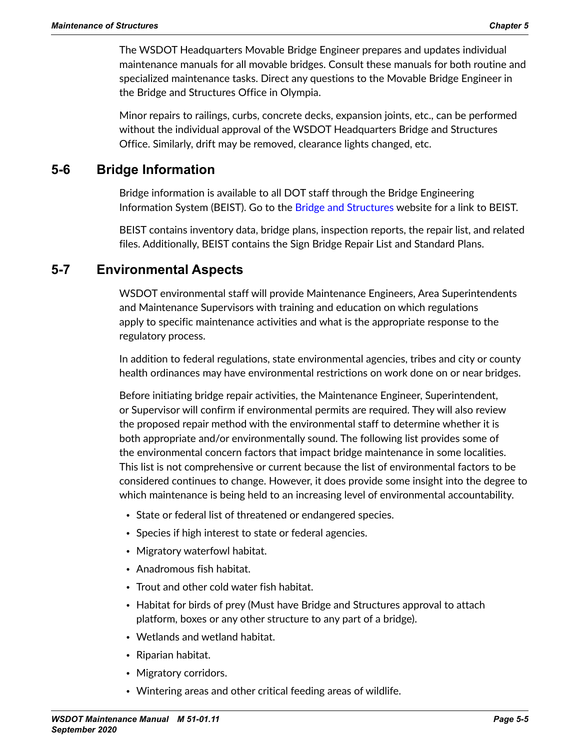The WSDOT Headquarters Movable Bridge Engineer prepares and updates individual maintenance manuals for all movable bridges. Consult these manuals for both routine and specialized maintenance tasks. Direct any questions to the Movable Bridge Engineer in the Bridge and Structures Office in Olympia.

Minor repairs to railings, curbs, concrete decks, expansion joints, etc., can be performed without the individual approval of the WSDOT Headquarters Bridge and Structures Office. Similarly, drift may be removed, clearance lights changed, etc.

## 5-6 Bridge Information

Bridge information is available to all DOT staff through the Bridge Engineering Information System (BEIST). Go to the Bridge and Structures website for a link to BEIST.

BEIST contains inventory data, bridge plans, inspection reports, the repair list, and related files. Additionally, BEIST contains the Sign Bridge Repair List and Standard Plans.

## 5-7 Environmental Aspects

WSDOT environmental staff will provide Maintenance Engineers, Area Superintendents and Maintenance Supervisors with training and education on which regulations apply to specific maintenance activities and what is the appropriate response to the regulatory process.

In addition to federal regulations, state environmental agencies, tribes and city or county health ordinances may have environmental restrictions on work done on or near bridges.

Before initiating bridge repair activities, the Maintenance Engineer, Superintendent, or Supervisor will confirm if environmental permits are required. They will also review the proposed repair method with the environmental staff to determine whether it is both appropriate and/or environmentally sound. The following list provides some of the environmental concern factors that impact bridge maintenance in some localities. This list is not comprehensive or current because the list of environmental factors to be considered continues to change. However, it does provide some insight into the degree to which maintenance is being held to an increasing level of environmental accountability.

- State or federal list of threatened or endangered species.
- Species if high interest to state or federal agencies.
- Migratory waterfowl habitat.
- Anadromous fish habitat.
- Trout and other cold water fish habitat.
- Habitat for birds of prey (Must have Bridge and Structures approval to attach platform, boxes or any other structure to any part of a bridge).
- Wetlands and wetland habitat.
- Riparian habitat.
- Migratory corridors.
- Wintering areas and other critical feeding areas of wildlife.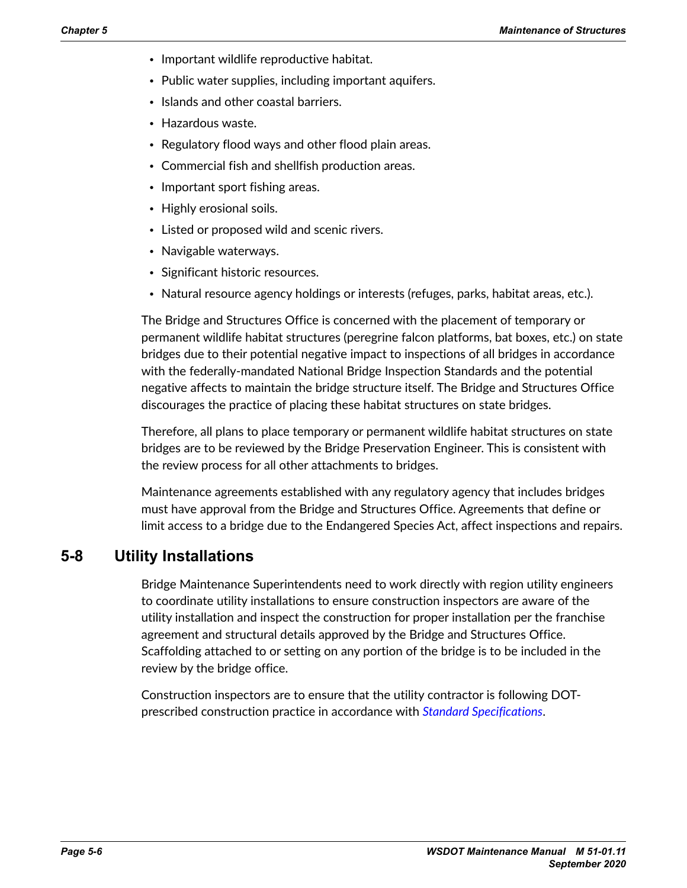- Important wildlife reproductive habitat.
- Public water supplies, including important aquifers.
- Islands and other coastal barriers.
- Hazardous waste.
- Regulatory flood ways and other flood plain areas.
- Commercial fish and shellfish production areas.
- Important sport fishing areas.
- Highly erosional soils.
- Listed or proposed wild and scenic rivers.
- Navigable waterways.
- Significant historic resources.
- Natural resource agency holdings or interests (refuges, parks, habitat areas, etc.).

The Bridge and Structures Office is concerned with the placement of temporary or permanent wildlife habitat structures (peregrine falcon platforms, bat boxes, etc.) on state bridges due to their potential negative impact to inspections of all bridges in accordance with the federally-mandated National Bridge Inspection Standards and the potential negative affects to maintain the bridge structure itself. The Bridge and Structures Office discourages the practice of placing these habitat structures on state bridges.

Therefore, all plans to place temporary or permanent wildlife habitat structures on state bridges are to be reviewed by the Bridge Preservation Engineer. This is consistent with the review process for all other attachments to bridges.

Maintenance agreements established with any regulatory agency that includes bridges must have approval from the Bridge and Structures Office. Agreements that define or limit access to a bridge due to the Endangered Species Act, affect inspections and repairs.

## 5-8 Utility Installations

Bridge Maintenance Superintendents need to work directly with region utility engineers to coordinate utility installations to ensure construction inspectors are aware of the utility installation and inspect the construction for proper installation per the franchise agreement and structural details approved by the Bridge and Structures Office. Scaffolding attached to or setting on any portion of the bridge is to be included in the review by the bridge office.

Construction inspectors are to ensure that the utility contractor is following DOT-prescribed construction practice in accordance with *Standard Specifications*.